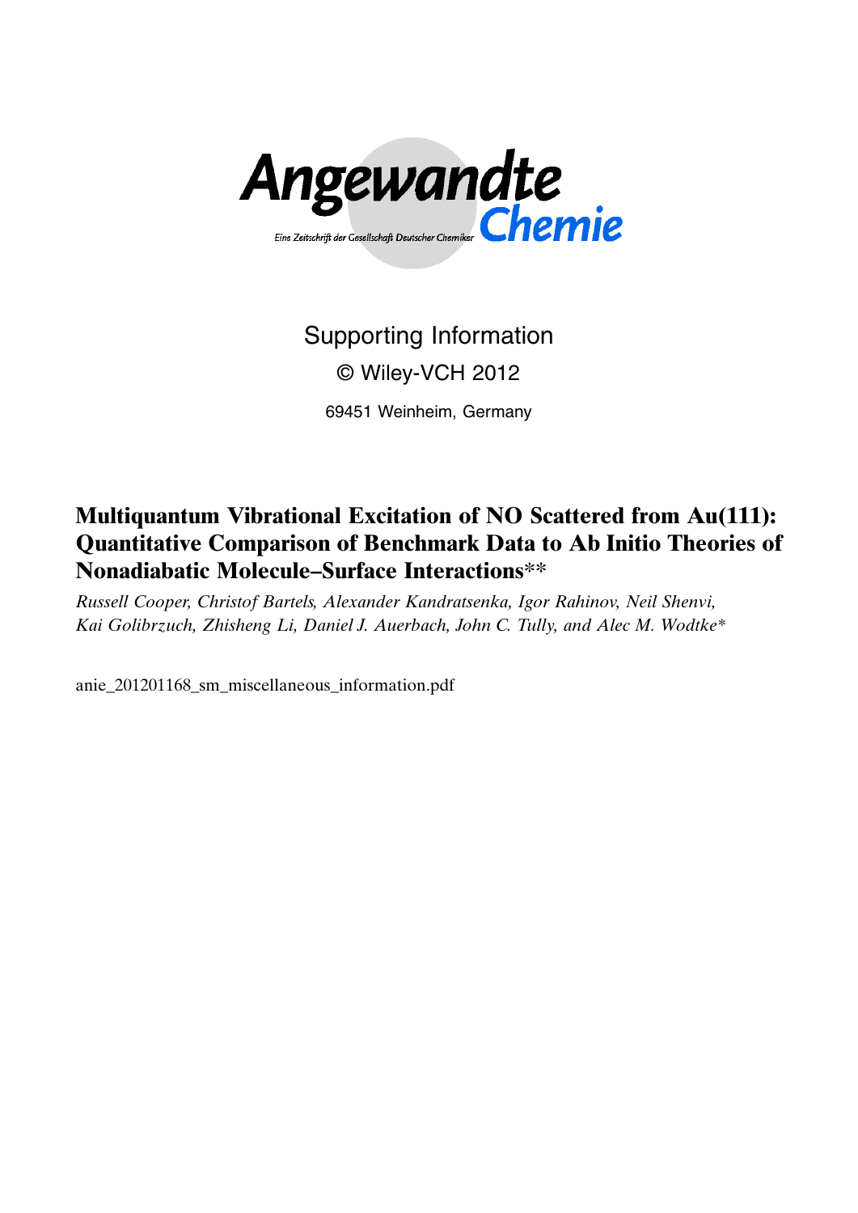Angewandte Chemie

Eine Zeitschrift der Gesellschaft Deutscher Chemiker

Supporting Information

© Wiley-VCH 2012

69451 Weinheim, Germany

# Multiquantum Vibrational Excitation of NO Scattered from Au(111): Quantitative Comparison of Benchmark Data to Ab Initio Theories of Nonadiabatic Molecule–Surface Interactions**

*Russell Cooper, Christof Bartels, Alexander Kandratsenka, Igor Rahinov, Neil Shenvi, Kai Golibrzuch, Zhisheng Li, Daniel J. Auerbach, John C. Tully, and Alec M. Wodtke**

anie_201201168_sm_miscellaneous_information.pdf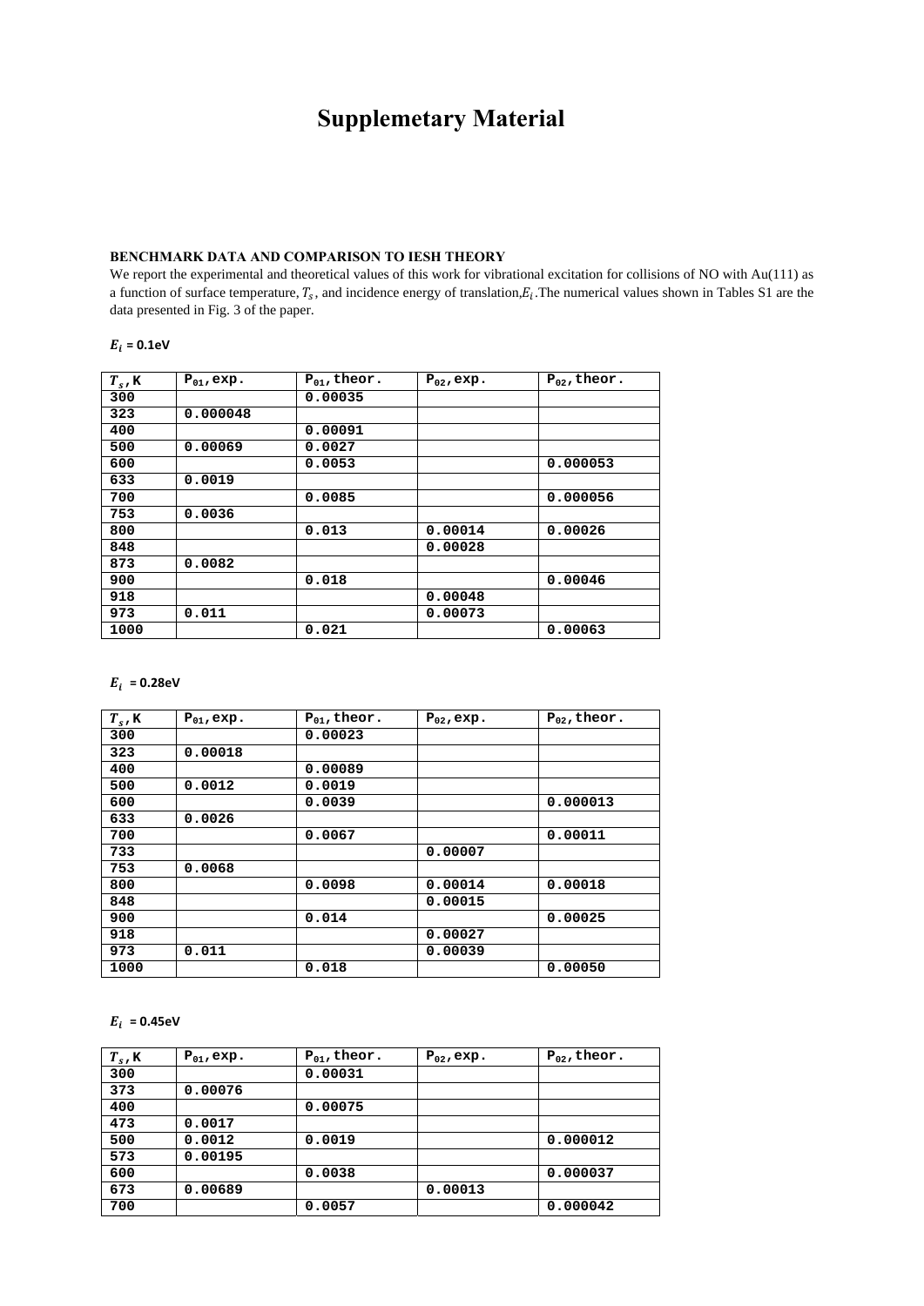# Supplemetary Material

### BENCHMARK DATA AND COMPARISON TO IESH THEORY

We report the experimental and theoretical values of this work for vibrational excitation for collisions of NO with Au(111) as a function of surface temperature, $T_s$, and incidence energy of translation, $E_i$. The numerical values shown in Tables S1 are the data presented in Fig. 3 of the paper.

**$E_i$ = 0.1eV**

| $T_s$, K | $P_{01}$, exp. | $P_{01}$, theor. | $P_{02}$, exp. | $P_{02}$, theor. |
|---|---|---|---|---|
| 300 | | 0.00035 | | |
| 323 | 0.000048 | | | |
| 400 | | 0.00091 | | |
| 500 | 0.00069 | 0.0027 | | |
| 600 | | 0.0053 | | 0.000053 |
| 633 | 0.0019 | | | |
| 700 | | 0.0085 | | 0.000056 |
| 753 | 0.0036 | | | |
| 800 | | 0.013 | 0.00014 | 0.00026 |
| 848 | | | 0.00028 | |
| 873 | 0.0082 | | | |
| 900 | | 0.018 | | 0.00046 |
| 918 | | | 0.00048 | |
| 973 | 0.011 | | 0.00073 | |
| 1000 | | 0.021 | | 0.00063 |

**$E_i$ = 0.28eV**

| $T_s$, K | $P_{01}$, exp. | $P_{01}$, theor. | $P_{02}$, exp. | $P_{02}$, theor. |
|---|---|---|---|---|
| 300 | | 0.00023 | | |
| 323 | 0.00018 | | | |
| 400 | | 0.00089 | | |
| 500 | 0.0012 | 0.0019 | | |
| 600 | | 0.0039 | | 0.000013 |
| 633 | 0.0026 | | | |
| 700 | | 0.0067 | | 0.00011 |
| 733 | | | 0.00007 | |
| 753 | 0.0068 | | | |
| 800 | | 0.0098 | 0.00014 | 0.00018 |
| 848 | | | 0.00015 | |
| 900 | | 0.014 | | 0.00025 |
| 918 | | | 0.00027 | |
| 973 | 0.011 | | 0.00039 | |
| 1000 | | 0.018 | | 0.00050 |

**$E_i$ = 0.45eV**

| $T_s$, K | $P_{01}$, exp. | $P_{01}$, theor. | $P_{02}$, exp. | $P_{02}$, theor. |
|---|---|---|---|---|
| 300 | | 0.00031 | | |
| 373 | 0.00076 | | | |
| 400 | | 0.00075 | | |
| 473 | 0.0017 | | | |
| 500 | 0.0012 | 0.0019 | | 0.000012 |
| 573 | 0.00195 | | | |
| 600 | | 0.0038 | | 0.000037 |
| 673 | 0.00689 | | 0.00013 | |
| 700 | | 0.0057 | | 0.000042 |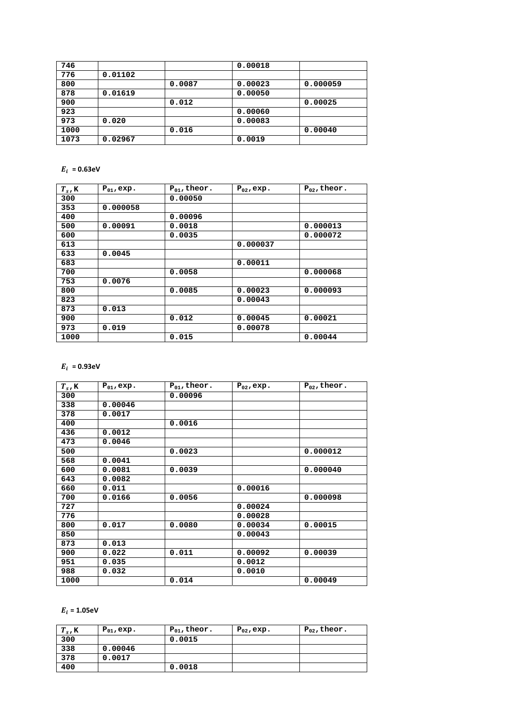| | | | | |
|---|---|---|---|---|
| 746 | | | 0.00018 | |
| 776 | 0.01102 | | | |
| 800 | | 0.0087 | 0.00023 | 0.000059 |
| 878 | 0.01619 | | 0.00050 | |
| 900 | | 0.012 | | 0.00025 |
| 923 | | | 0.00060 | |
| 973 | 0.020 | | 0.00083 | |
| 1000 | | 0.016 | | 0.00040 |
| 1073 | 0.02967 | | 0.0019 | |

$E_i$ = 0.63eV

| $T_s$, K | $P_{01}$, exp. | $P_{01}$, theor. | $P_{02}$, exp. | $P_{02}$, theor. |
|---|---|---|---|---|
| 300 | | 0.00050 | | |
| 353 | 0.000058 | | | |
| 400 | | 0.00096 | | |
| 500 | 0.00091 | 0.0018 | | 0.000013 |
| 600 | | 0.0035 | | 0.000072 |
| 613 | | | 0.000037 | |
| 633 | 0.0045 | | | |
| 683 | | | 0.00011 | |
| 700 | | 0.0058 | | 0.000068 |
| 753 | 0.0076 | | | |
| 800 | | 0.0085 | 0.00023 | 0.000093 |
| 823 | | | 0.00043 | |
| 873 | 0.013 | | | |
| 900 | | 0.012 | 0.00045 | 0.00021 |
| 973 | 0.019 | | 0.00078 | |
| 1000 | | 0.015 | | 0.00044 |

$E_i$ = 0.93eV

| $T_s$, K | $P_{01}$, exp. | $P_{01}$, theor. | $P_{02}$, exp. | $P_{02}$, theor. |
|---|---|---|---|---|
| 300 | | 0.00096 | | |
| 338 | 0.00046 | | | |
| 378 | 0.0017 | | | |
| 400 | | 0.0016 | | |
| 436 | 0.0012 | | | |
| 473 | 0.0046 | | | |
| 500 | | 0.0023 | | 0.000012 |
| 568 | 0.0041 | | | |
| 600 | 0.0081 | 0.0039 | | 0.000040 |
| 643 | 0.0082 | | | |
| 660 | 0.011 | | 0.00016 | |
| 700 | 0.0166 | 0.0056 | | 0.000098 |
| 727 | | | 0.00024 | |
| 776 | | | 0.00028 | |
| 800 | 0.017 | 0.0080 | 0.00034 | 0.00015 |
| 850 | | | 0.00043 | |
| 873 | 0.013 | | | |
| 900 | 0.022 | 0.011 | 0.00092 | 0.00039 |
| 951 | 0.035 | | 0.0012 | |
| 988 | 0.032 | | 0.0010 | |
| 1000 | | 0.014 | | 0.00049 |

$E_i$ = 1.05eV

| $T_s$, K | $P_{01}$, exp. | $P_{01}$, theor. | $P_{02}$, exp. | $P_{02}$, theor. |
|---|---|---|---|---|
| 300 | | 0.0015 | | |
| 338 | 0.00046 | | | |
| 378 | 0.0017 | | | |
| 400 | | 0.0018 | | |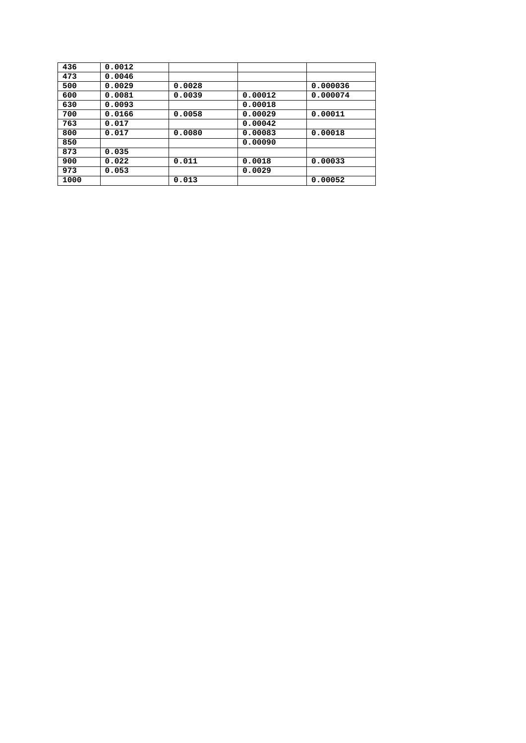| | | | | |
|---|---|---|---|---|
| 436 | 0.0012 | | | |
| 473 | 0.0046 | | | |
| 500 | 0.0029 | 0.0028 | | 0.000036 |
| 600 | 0.0081 | 0.0039 | 0.00012 | 0.000074 |
| 630 | 0.0093 | | 0.00018 | |
| 700 | 0.0166 | 0.0058 | 0.00029 | 0.00011 |
| 763 | 0.017 | | 0.00042 | |
| 800 | 0.017 | 0.0080 | 0.00083 | 0.00018 |
| 850 | | | 0.00090 | |
| 873 | 0.035 | | | |
| 900 | 0.022 | 0.011 | 0.0018 | 0.00033 |
| 973 | 0.053 | | 0.0029 | |
| 1000 | | 0.013 | | 0.00052 |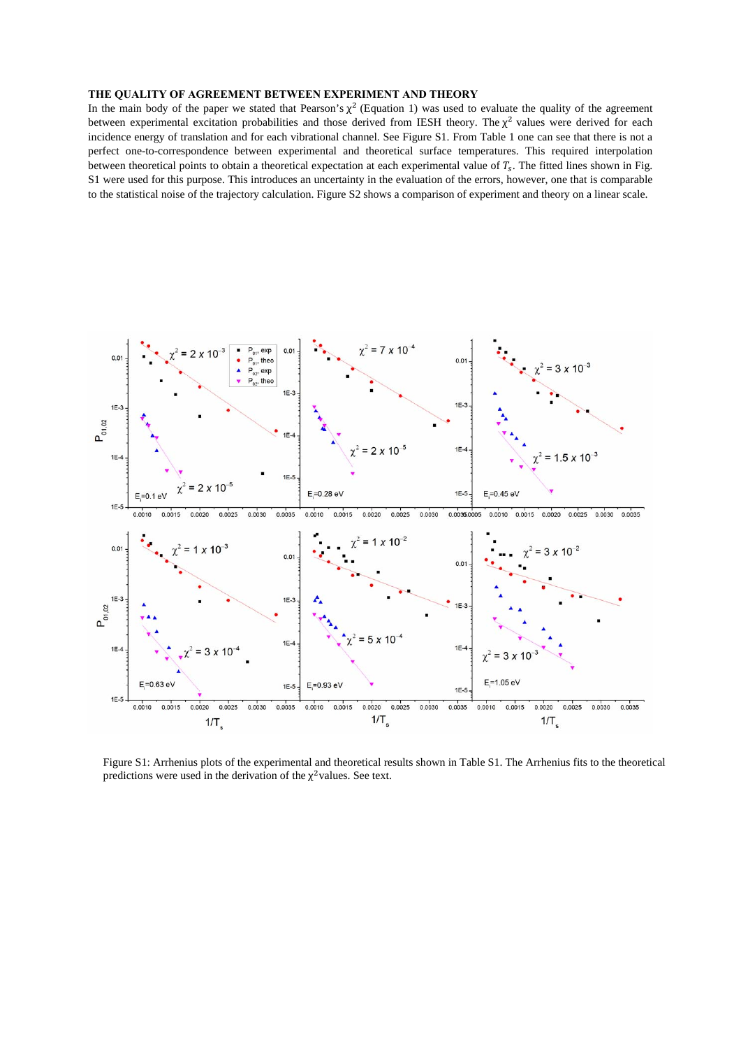## THE QUALITY OF AGREEMENT BETWEEN EXPERIMENT AND THEORY

In the main body of the paper we stated that Pearson's $\chi^2$ (Equation 1) was used to evaluate the quality of the agreement between experimental excitation probabilities and those derived from IESH theory. The $\chi^2$ values were derived for each incidence energy of translation and for each vibrational channel. See Figure S1. From Table 1 one can see that there is not a perfect one-to-correspondence between experimental and theoretical surface temperatures. This required interpolation between theoretical points to obtain a theoretical expectation at each experimental value of $T_s$. The fitted lines shown in Fig. S1 were used for this purpose. This introduces an uncertainty in the evaluation of the errors, however, one that is comparable to the statistical noise of the trajectory calculation. Figure S2 shows a comparison of experiment and theory on a linear scale.

Figure S1: Arrhenius plots of the experimental and theoretical results shown in Table S1. The Arrhenius fits to the theoretical predictions were used in the derivation of the $\chi^2$values. See text.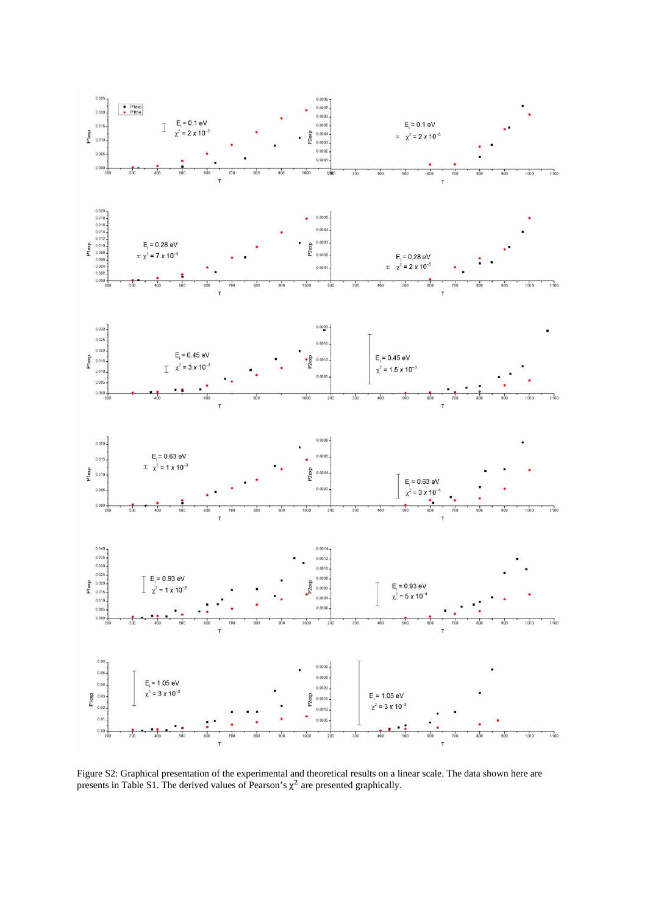P1exp
P1the

$E_i$ = 0.1 eV
$\chi^2 = 2 \times 10^{-3}$

$E_i$ = 0.1 eV
$\chi^2 = 2 \times 10^{-5}$

$E_i$ = 0.28 eV
$\chi^2 = 7 \times 10^{-4}$

$E_i$ = 0.28 eV
$\chi^2 = 2 \times 10^{-5}$

$E_i$ = 0.45 eV
$\chi^2 = 3 \times 10^{-3}$

$E_i$ = 0.45 eV
$\chi^2 = 1.5 \times 10^{-3}$

$E_i$ = 0.63 eV
$\chi^2 = 1 \times 10^{-3}$

$E_i$ = 0.63 eV
$\chi^2 = 3 \times 10^{-4}$

$E_i$ = 0.93 eV
$\chi^2 = 1 \times 10^{-2}$

$E_i$ = 0.93 eV
$\chi^2 = 5 \times 10^{-4}$

$E_i$ = 1.05 eV
$\chi^2 = 3 \times 10^{-2}$

$E_i$ = 1.05 eV
$\chi^2 = 3 \times 10^{-3}$

P1exp
P2exp
T

Figure S2: Graphical presentation of the experimental and theoretical results on a linear scale. The data shown here are presents in Table S1. The derived values of Pearson's $\chi^2$ are presented graphically.